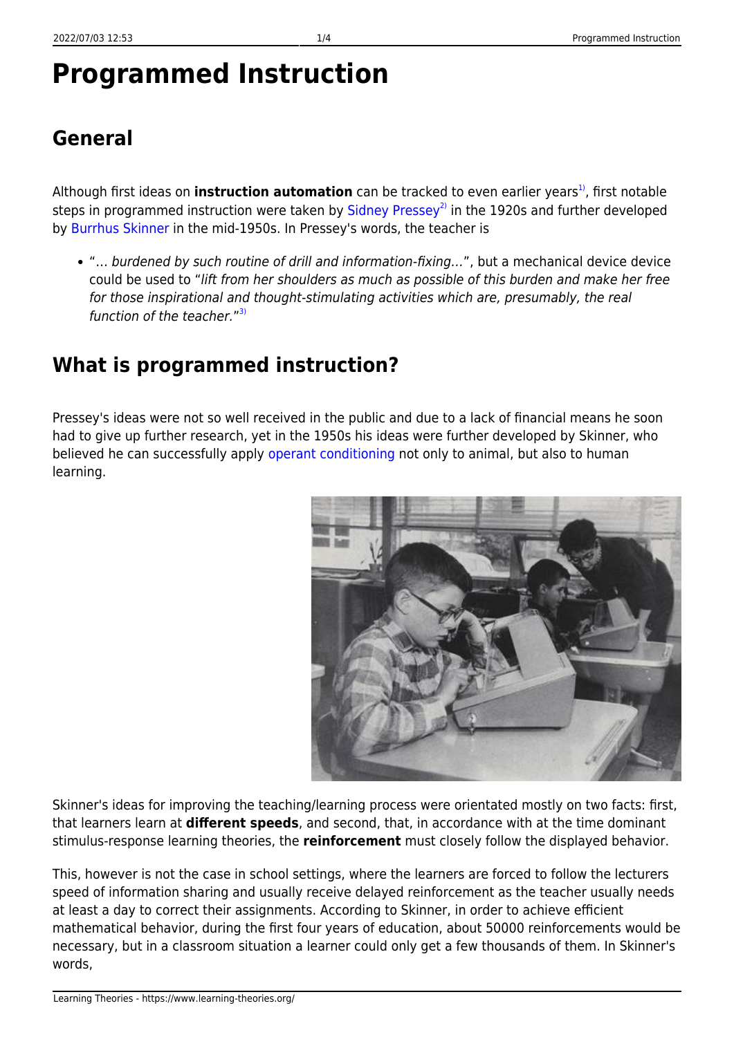# Programmed Instruction

## General

Although first ideas on **instruction automation** can be tracked to even earlier years[1], first notable steps in programmed instruction were taken by Sidney Pressey[2] in the 1920s and further developed by Burrhus Skinner in the mid-1950s. In Pressey's words, the teacher is

- "… *burdened by such routine of drill and information-fixing…*", but a mechanical device device could be used to "*lift from her shoulders as much as possible of this burden and make her free for those inspirational and thought-stimulating activities which are, presumably, the real function of the teacher.*"[3]

## What is programmed instruction?

Pressey's ideas were not so well received in the public and due to a lack of financial means he soon had to give up further research, yet in the 1950s his ideas were further developed by Skinner, who believed he can successfully apply operant conditioning not only to animal, but also to human learning.

Skinner's ideas for improving the teaching/learning process were orientated mostly on two facts: first, that learners learn at **different speeds**, and second, that, in accordance with at the time dominant stimulus-response learning theories, the **reinforcement** must closely follow the displayed behavior.

This, however is not the case in school settings, where the learners are forced to follow the lecturers speed of information sharing and usually receive delayed reinforcement as the teacher usually needs at least a day to correct their assignments. According to Skinner, in order to achieve efficient mathematical behavior, during the first four years of education, about 50000 reinforcements would be necessary, but in a classroom situation a learner could only get a few thousands of them. In Skinner's words,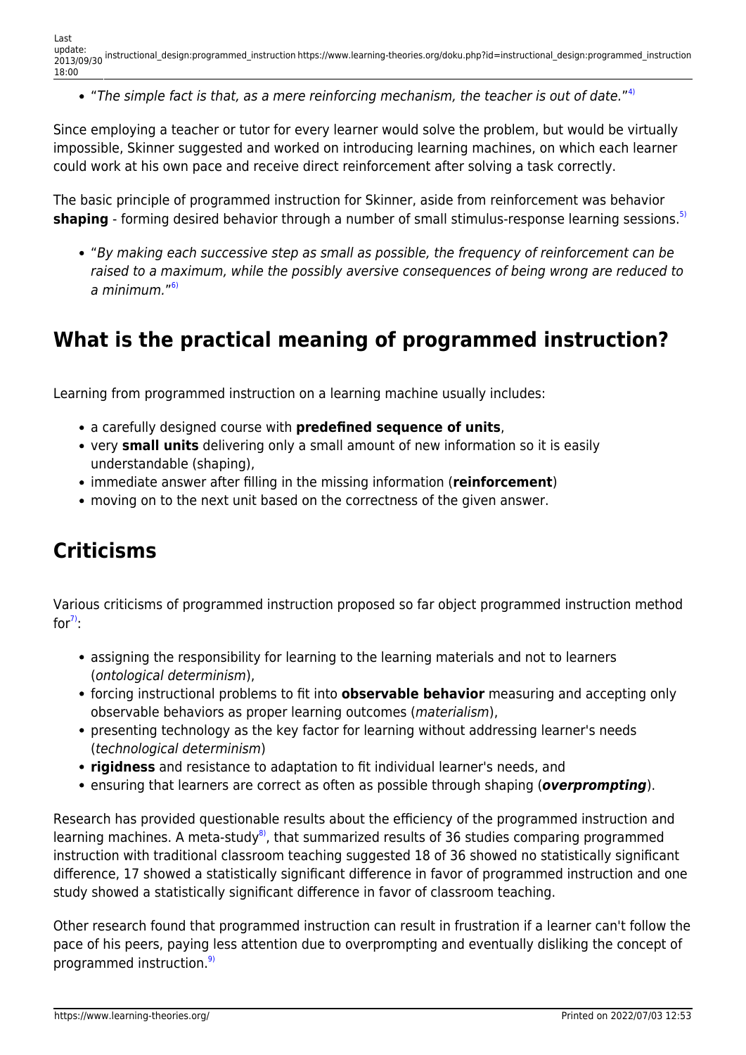- "*The simple fact is that, as a mere reinforcing mechanism, the teacher is out of date.*"[4]

Since employing a teacher or tutor for every learner would solve the problem, but would be virtually impossible, Skinner suggested and worked on introducing learning machines, on which each learner could work at his own pace and receive direct reinforcement after solving a task correctly.

The basic principle of programmed instruction for Skinner, aside from reinforcement was behavior **shaping** - forming desired behavior through a number of small stimulus-response learning sessions.[5]

- "*By making each successive step as small as possible, the frequency of reinforcement can be raised to a maximum, while the possibly aversive consequences of being wrong are reduced to a minimum.*"[6]

## What is the practical meaning of programmed instruction?

Learning from programmed instruction on a learning machine usually includes:

- a carefully designed course with **predefined sequence of units**,
- very **small units** delivering only a small amount of new information so it is easily understandable (shaping),
- immediate answer after filling in the missing information (**reinforcement**)
- moving on to the next unit based on the correctness of the given answer.

## Criticisms

Various criticisms of programmed instruction proposed so far object programmed instruction method for[7]:

- assigning the responsibility for learning to the learning materials and not to learners (*ontological determinism*),
- forcing instructional problems to fit into **observable behavior** measuring and accepting only observable behaviors as proper learning outcomes (*materialism*),
- presenting technology as the key factor for learning without addressing learner's needs (*technological determinism*)
- **rigidness** and resistance to adaptation to fit individual learner's needs, and
- ensuring that learners are correct as often as possible through shaping (***overprompting***).

Research has provided questionable results about the efficiency of the programmed instruction and learning machines. A meta-study[8], that summarized results of 36 studies comparing programmed instruction with traditional classroom teaching suggested 18 of 36 showed no statistically significant difference, 17 showed a statistically significant difference in favor of programmed instruction and one study showed a statistically significant difference in favor of classroom teaching.

Other research found that programmed instruction can result in frustration if a learner can't follow the pace of his peers, paying less attention due to overprompting and eventually disliking the concept of programmed instruction.[9]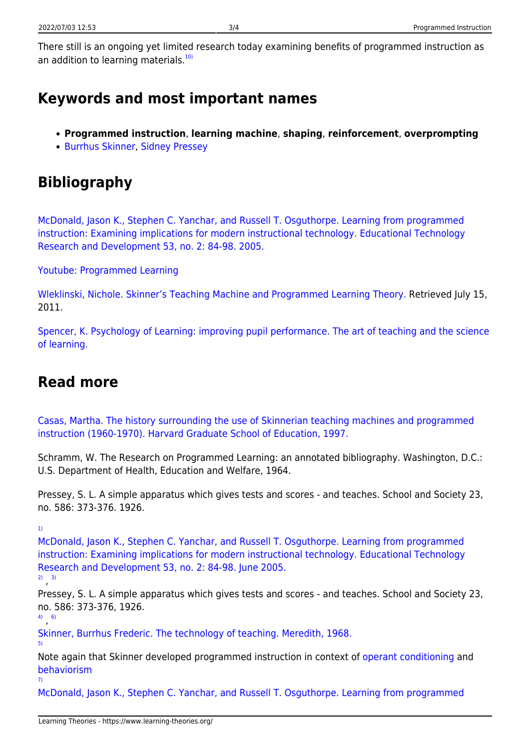There still is an ongoing yet limited research today examining benefits of programmed instruction as an addition to learning materials.[10]

## Keywords and most important names

- **Programmed instruction**, **learning machine**, **shaping**, **reinforcement**, **overprompting**
- Burrhus Skinner, Sidney Pressey

## Bibliography

McDonald, Jason K., Stephen C. Yanchar, and Russell T. Osguthorpe. Learning from programmed instruction: Examining implications for modern instructional technology. Educational Technology Research and Development 53, no. 2: 84-98. 2005.

Youtube: Programmed Learning

Wleklinski, Nichole. Skinner's Teaching Machine and Programmed Learning Theory. Retrieved July 15, 2011.

Spencer, K. Psychology of Learning: improving pupil performance. The art of teaching and the science of learning.

## Read more

Casas, Martha. The history surrounding the use of Skinnerian teaching machines and programmed instruction (1960-1970). Harvard Graduate School of Education, 1997.

Schramm, W. The Research on Programmed Learning: an annotated bibliography. Washington, D.C.: U.S. Department of Health, Education and Welfare, 1964.

Pressey, S. L. A simple apparatus which gives tests and scores - and teaches. School and Society 23, no. 586: 373-376. 1926.

[1] McDonald, Jason K., Stephen C. Yanchar, and Russell T. Osguthorpe. Learning from programmed instruction: Examining implications for modern instructional technology. Educational Technology Research and Development 53, no. 2: 84-98. June 2005.

[2], [3] Pressey, S. L. A simple apparatus which gives tests and scores - and teaches. School and Society 23, no. 586: 373-376, 1926.

[4], [6] Skinner, Burrhus Frederic. The technology of teaching. Meredith, 1968.

[5] Note again that Skinner developed programmed instruction in context of operant conditioning and behaviorism

[7] McDonald, Jason K., Stephen C. Yanchar, and Russell T. Osguthorpe. Learning from programmed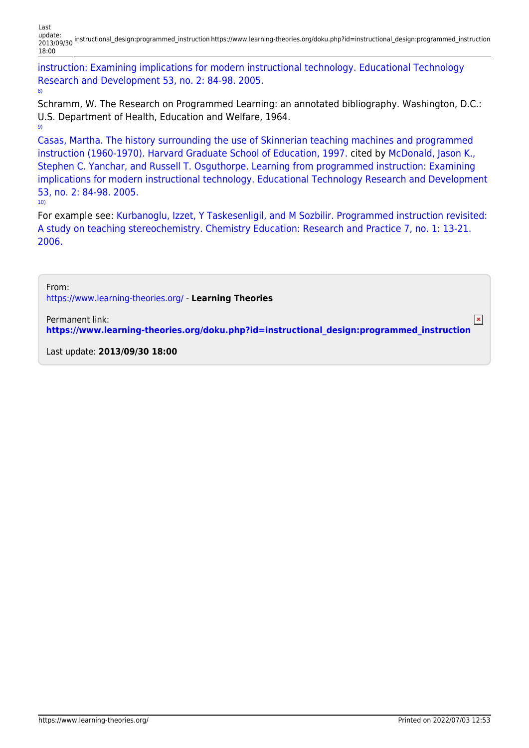instruction: Examining implications for modern instructional technology. Educational Technology Research and Development 53, no. 2: 84-98. 2005.

[8]

Schramm, W. The Research on Programmed Learning: an annotated bibliography. Washington, D.C.: U.S. Department of Health, Education and Welfare, 1964.

[9]

Casas, Martha. The history surrounding the use of Skinnerian teaching machines and programmed instruction (1960-1970). Harvard Graduate School of Education, 1997. cited by McDonald, Jason K., Stephen C. Yanchar, and Russell T. Osguthorpe. Learning from programmed instruction: Examining implications for modern instructional technology. Educational Technology Research and Development 53, no. 2: 84-98. 2005.

[10]

For example see: Kurbanoglu, Izzet, Y Taskesenligil, and M Sozbilir. Programmed instruction revisited: A study on teaching stereochemistry. Chemistry Education: Research and Practice 7, no. 1: 13-21. 2006.

From:
https://www.learning-theories.org/ - **Learning Theories**

Permanent link:
**https://www.learning-theories.org/doku.php?id=instructional_design:programmed_instruction**

Last update: **2013/09/30 18:00**